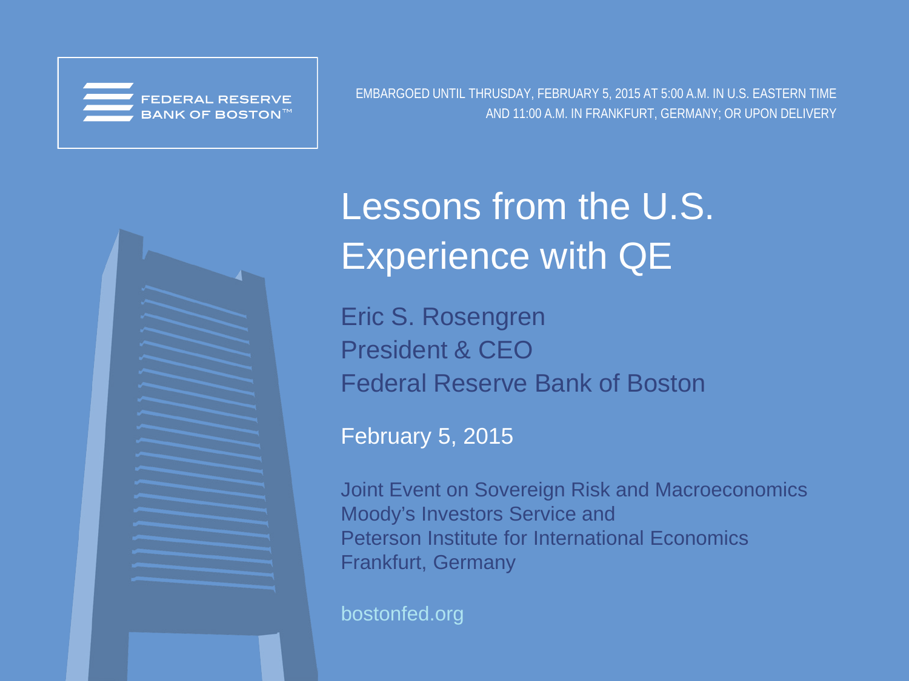FEDERAL RESERVE BANK OF BOSTON™

EMBARGOED UNTIL THRUSDAY, FEBRUARY 5, 2015 AT 5:00 A.M. IN U.S. EASTERN TIME AND 11:00 A.M. IN FRANKFURT, GERMANY; OR UPON DELIVERY

# Lessons from the U.S. Experience with QE

Eric S. Rosengren
President & CEO
Federal Reserve Bank of Boston

February 5, 2015

Joint Event on Sovereign Risk and Macroeconomics
Moody's Investors Service and
Peterson Institute for International Economics
Frankfurt, Germany

bostonfed.org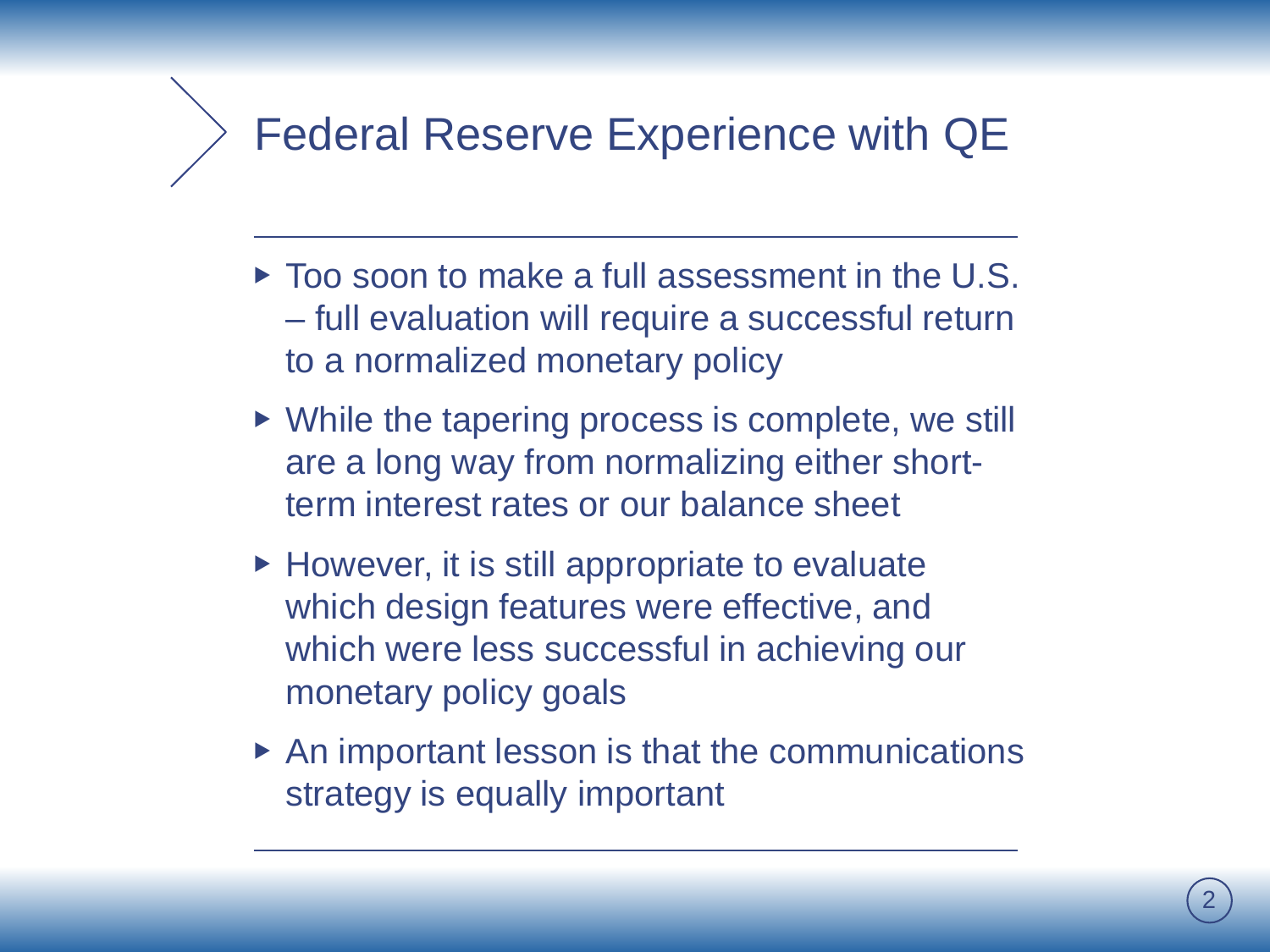# Federal Reserve Experience with QE

- Too soon to make a full assessment in the U.S. – full evaluation will require a successful return to a normalized monetary policy
- While the tapering process is complete, we still are a long way from normalizing either short-term interest rates or our balance sheet
- However, it is still appropriate to evaluate which design features were effective, and which were less successful in achieving our monetary policy goals
- An important lesson is that the communications strategy is equally important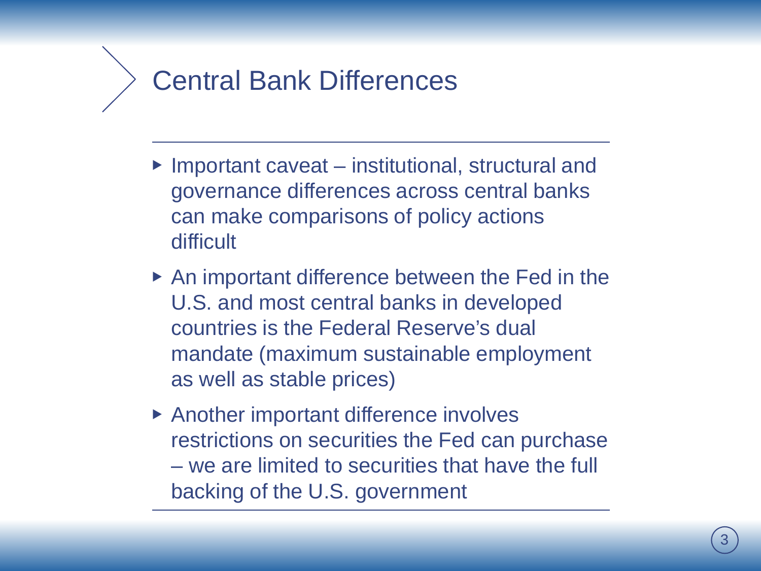# Central Bank Differences

- Important caveat – institutional, structural and governance differences across central banks can make comparisons of policy actions difficult
- An important difference between the Fed in the U.S. and most central banks in developed countries is the Federal Reserve's dual mandate (maximum sustainable employment as well as stable prices)
- Another important difference involves restrictions on securities the Fed can purchase – we are limited to securities that have the full backing of the U.S. government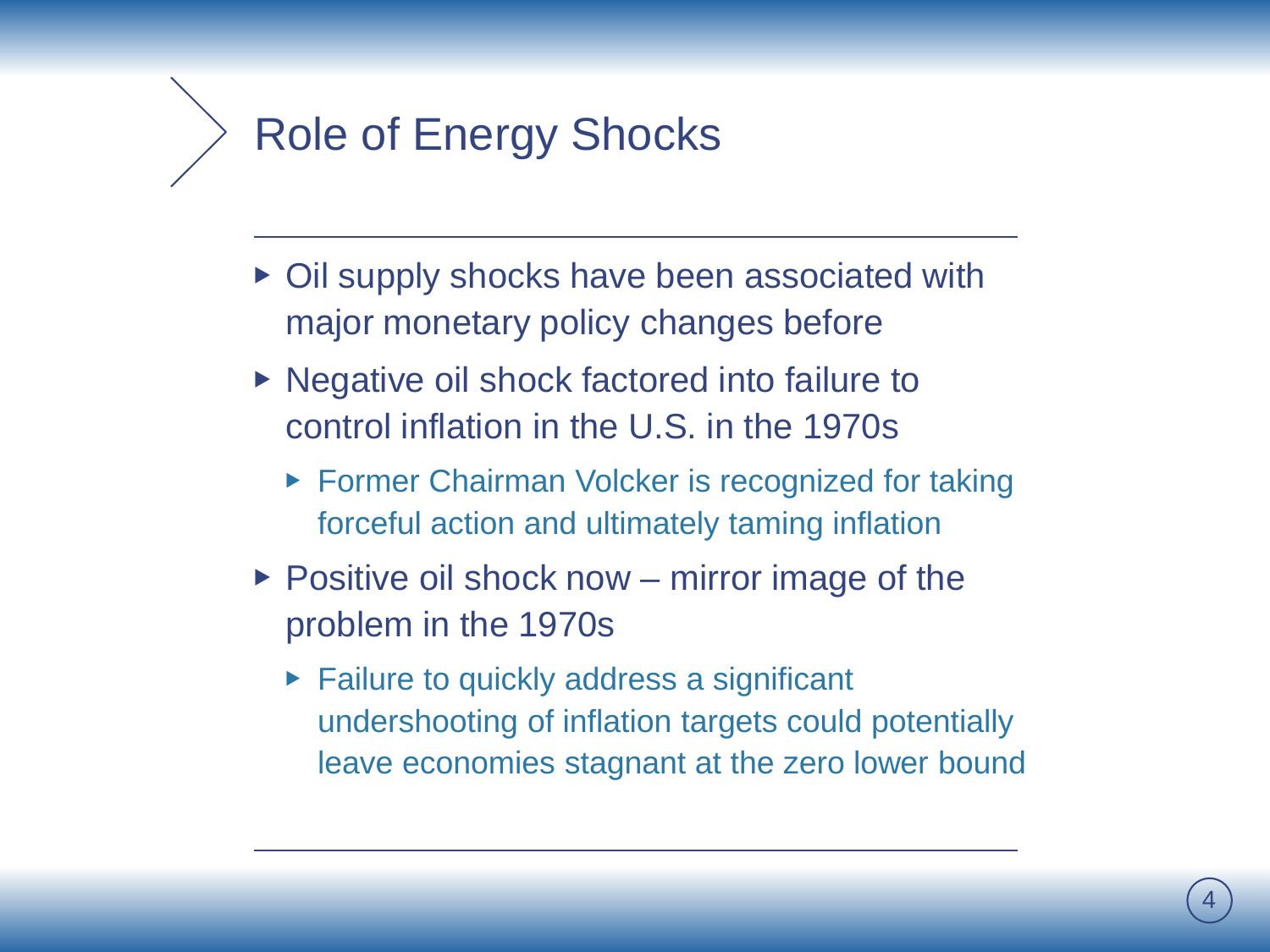# Role of Energy Shocks

- Oil supply shocks have been associated with major monetary policy changes before
- Negative oil shock factored into failure to control inflation in the U.S. in the 1970s
  - Former Chairman Volcker is recognized for taking forceful action and ultimately taming inflation
- Positive oil shock now – mirror image of the problem in the 1970s
  - Failure to quickly address a significant undershooting of inflation targets could potentially leave economies stagnant at the zero lower bound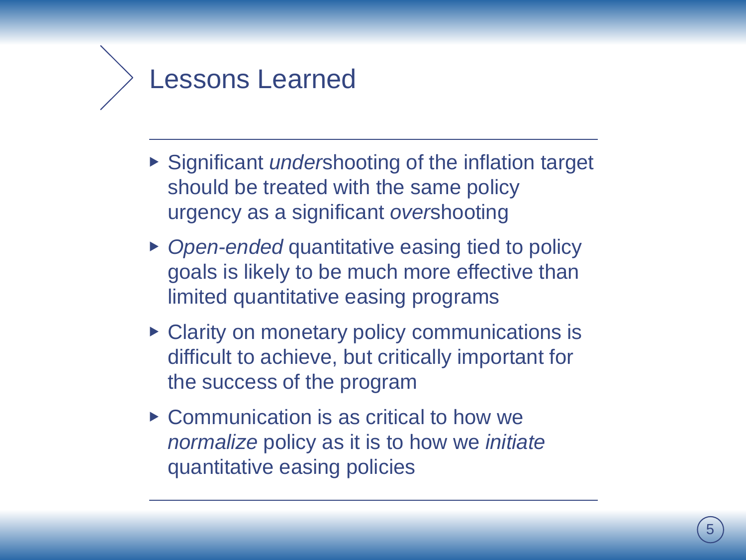## Lessons Learned

- Significant *under*shooting of the inflation target should be treated with the same policy urgency as a significant *over*shooting
- *Open-ended* quantitative easing tied to policy goals is likely to be much more effective than limited quantitative easing programs
- Clarity on monetary policy communications is difficult to achieve, but critically important for the success of the program
- Communication is as critical to how we *normalize* policy as it is to how we *initiate* quantitative easing policies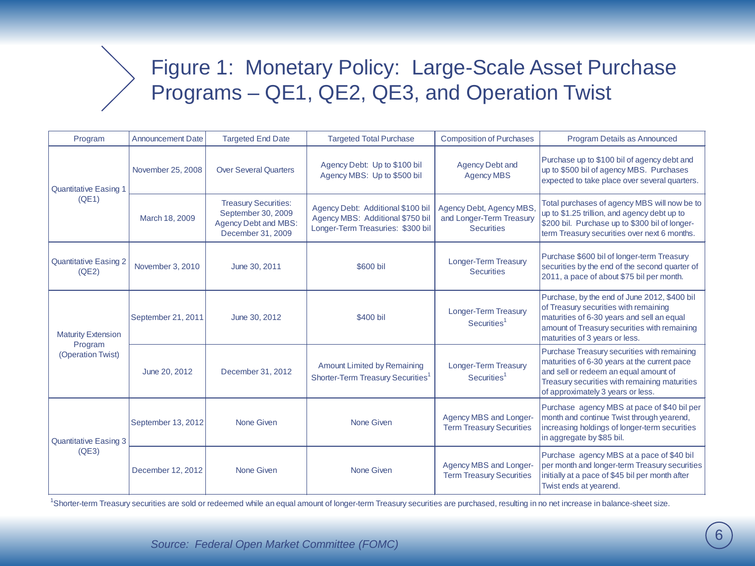# Figure 1: Monetary Policy: Large-Scale Asset Purchase Programs – QE1, QE2, QE3, and Operation Twist

| Program | Announcement Date | Targeted End Date | Targeted Total Purchase | Composition of Purchases | Program Details as Announced |
|---|---|---|---|---|---|
| Quantitative Easing 1 (QE1) | November 25, 2008 | Over Several Quarters | Agency Debt: Up to $100 bil<br>Agency MBS: Up to $500 bil | Agency Debt and Agency MBS | Purchase up to $100 bil of agency debt and up to $500 bil of agency MBS. Purchases expected to take place over several quarters. |
| | March 18, 2009 | Treasury Securities: September 30, 2009<br>Agency Debt and MBS: December 31, 2009 | Agency Debt: Additional $100 bil<br>Agency MBS: Additional $750 bil<br>Longer-Term Treasuries: $300 bil | Agency Debt, Agency MBS, and Longer-Term Treasury Securities | Total purchases of agency MBS will now be to up to $1.25 trillion, and agency debt up to $200 bil. Purchase up to $300 bil of longer-term Treasury securities over next 6 months. |
| Quantitative Easing 2 (QE2) | November 3, 2010 | June 30, 2011 | $600 bil | Longer-Term Treasury Securities | Purchase $600 bil of longer-term Treasury securities by the end of the second quarter of 2011, a pace of about $75 bil per month. |
| Maturity Extension Program (Operation Twist) | September 21, 2011 | June 30, 2012 | $400 bil | Longer-Term Treasury Securities[1] | Purchase, by the end of June 2012, $400 bil of Treasury securities with remaining maturities of 6-30 years and sell an equal amount of Treasury securities with remaining maturities of 3 years or less. |
| | June 20, 2012 | December 31, 2012 | Amount Limited by Remaining Shorter-Term Treasury Securities[1] | Longer-Term Treasury Securities[1] | Purchase Treasury securities with remaining maturities of 6-30 years at the current pace and sell or redeem an equal amount of Treasury securities with remaining maturities of approximately 3 years or less. |
| Quantitative Easing 3 (QE3) | September 13, 2012 | None Given | None Given | Agency MBS and Longer-Term Treasury Securities | Purchase agency MBS at pace of $40 bil per month and continue Twist through yearend, increasing holdings of longer-term securities in aggregate by $85 bil. |
| | December 12, 2012 | None Given | None Given | Agency MBS and Longer-Term Treasury Securities | Purchase agency MBS at a pace of $40 bil per month and longer-term Treasury securities initially at a pace of $45 bil per month after Twist ends at yearend. |

[1]Shorter-term Treasury securities are sold or redeemed while an equal amount of longer-term Treasury securities are purchased, resulting in no net increase in balance-sheet size.

*Source: Federal Open Market Committee (FOMC)*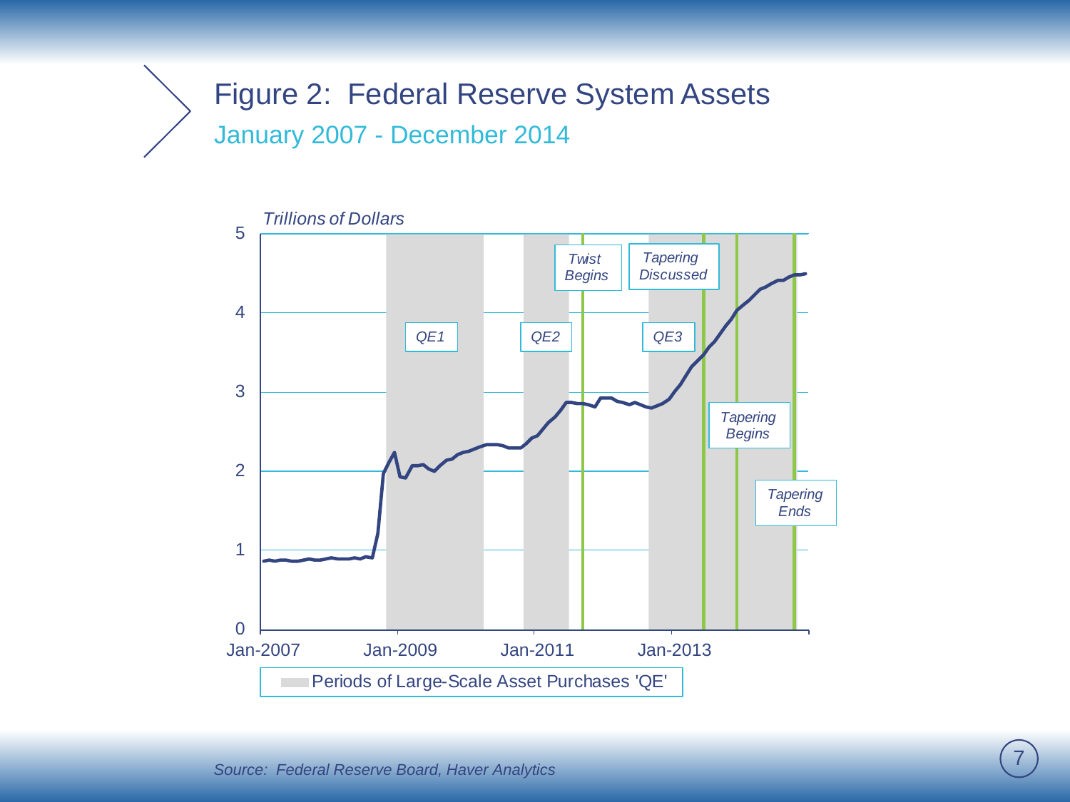# Figure 2: Federal Reserve System Assets

## January 2007 - December 2014

*Trillions of Dollars*

5
4
3
2
1
0

Jan-2007
Jan-2009
Jan-2011
Jan-2013

*QE1*
*QE2*
*QE3*
*Twist Begins*
*Tapering Discussed*
*Tapering Begins*
*Tapering Ends*

Periods of Large-Scale Asset Purchases 'QE'

*Source: Federal Reserve Board, Haver Analytics*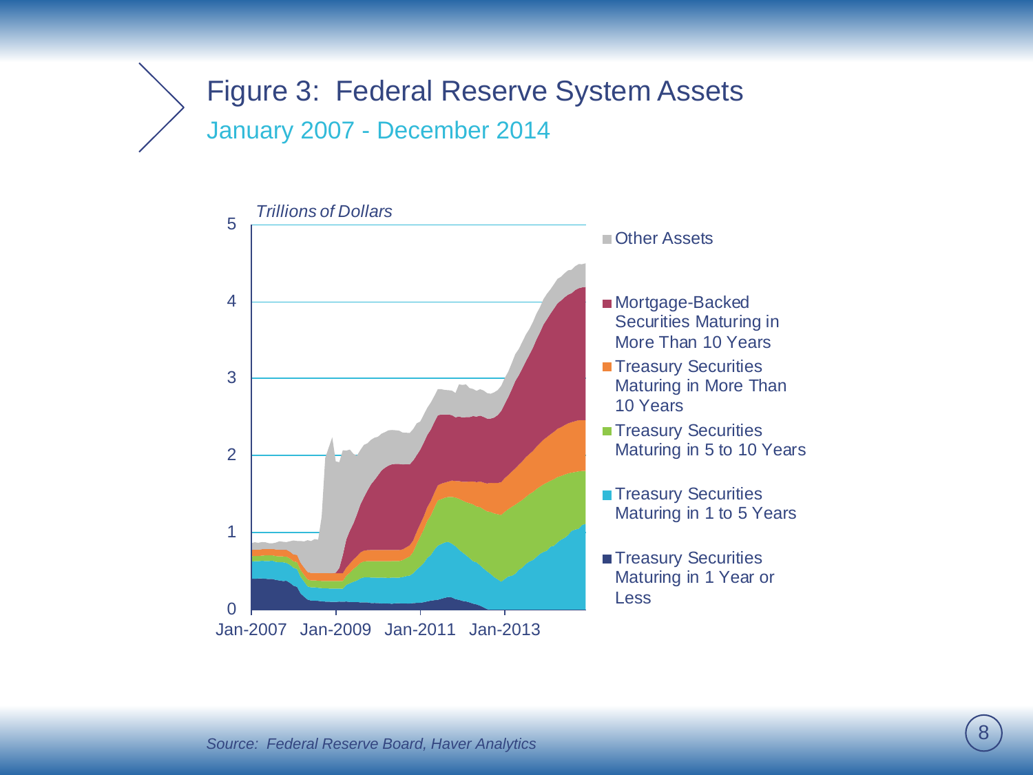# Figure 3: Federal Reserve System Assets

## January 2007 - December 2014

*Trillions of Dollars*

5
4
3
2
1
0

Jan-2007 Jan-2009 Jan-2011 Jan-2013

Other Assets

Mortgage-Backed Securities Maturing in More Than 10 Years

Treasury Securities Maturing in More Than 10 Years

Treasury Securities Maturing in 5 to 10 Years

Treasury Securities Maturing in 1 to 5 Years

Treasury Securities Maturing in 1 Year or Less

*Source: Federal Reserve Board, Haver Analytics*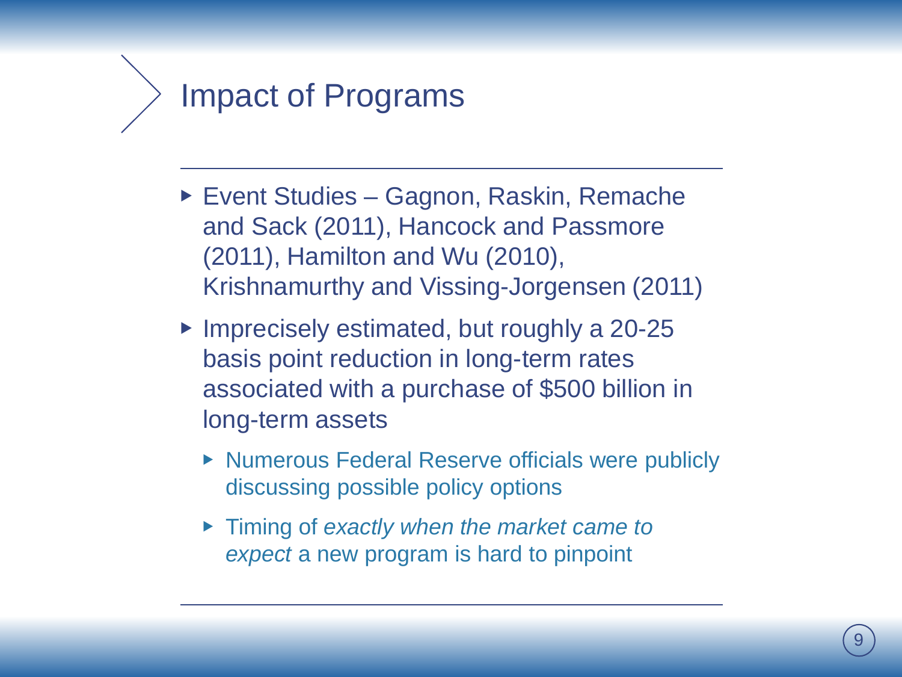# Impact of Programs

- Event Studies – Gagnon, Raskin, Remache and Sack (2011), Hancock and Passmore (2011), Hamilton and Wu (2010), Krishnamurthy and Vissing-Jorgensen (2011)
- Imprecisely estimated, but roughly a 20-25 basis point reduction in long-term rates associated with a purchase of $500 billion in long-term assets
  - Numerous Federal Reserve officials were publicly discussing possible policy options
  - Timing of *exactly when the market came to expect* a new program is hard to pinpoint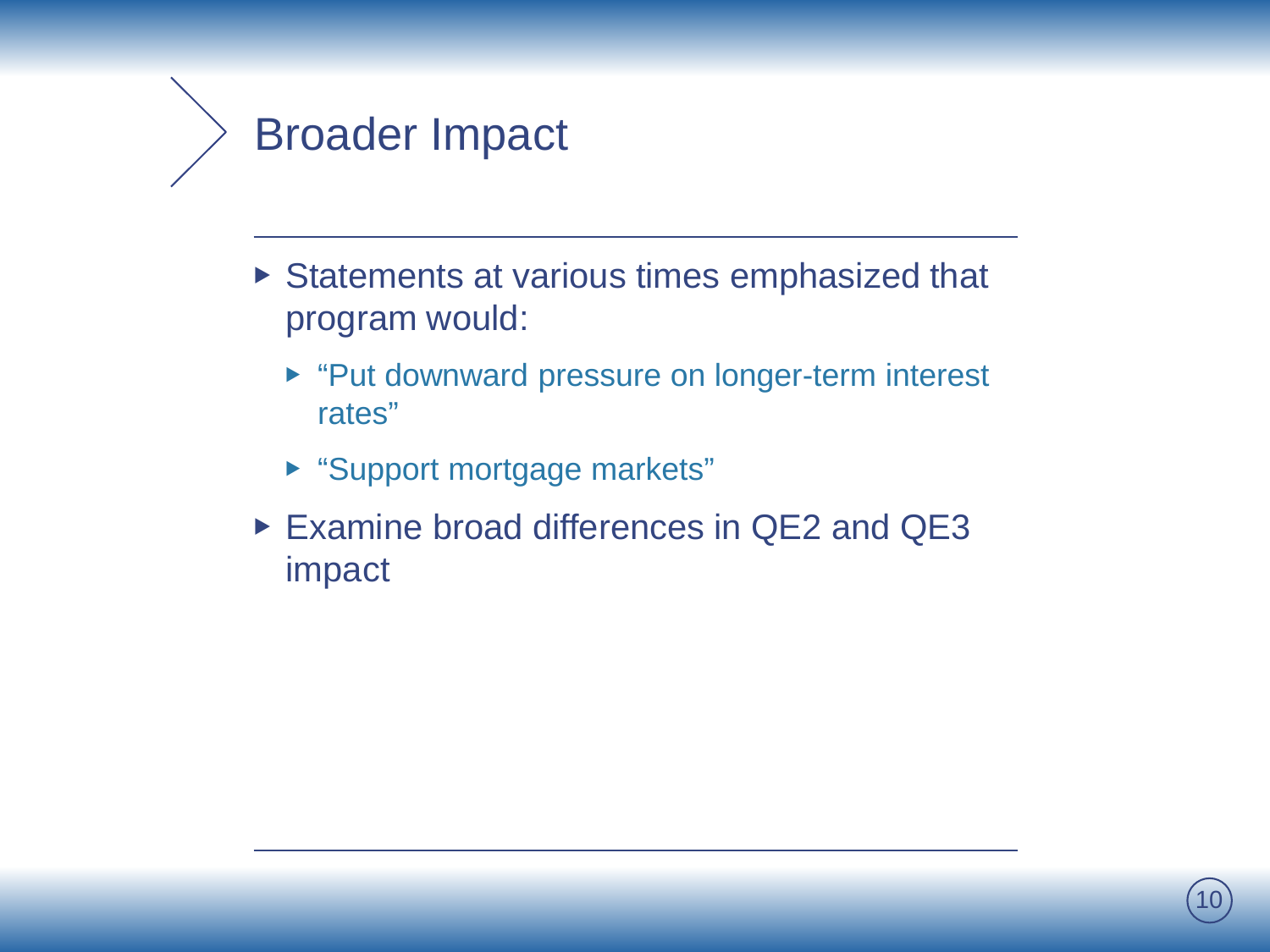# Broader Impact

- Statements at various times emphasized that program would:
  - “Put downward pressure on longer-term interest rates”
  - “Support mortgage markets”
- Examine broad differences in QE2 and QE3 impact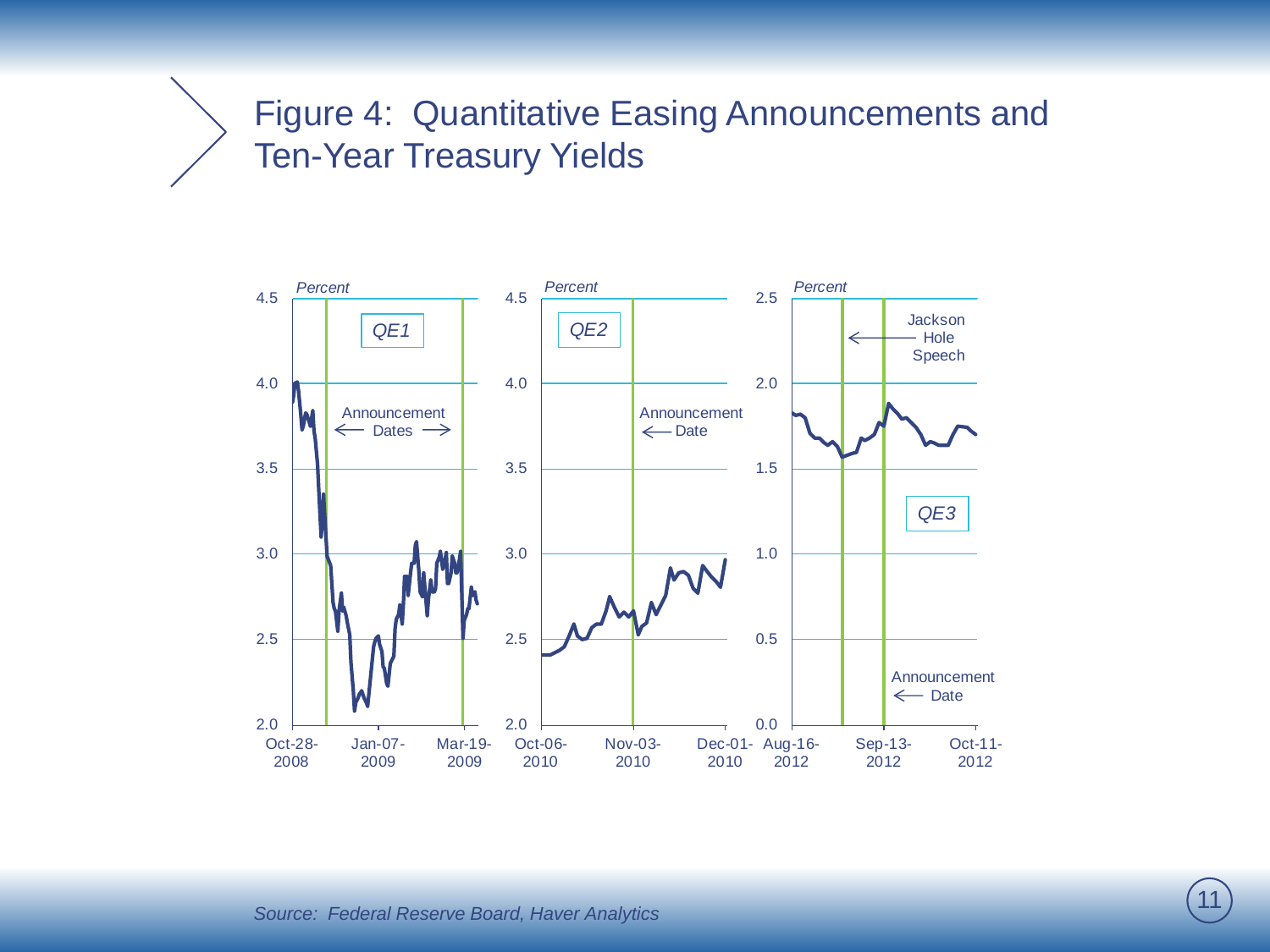# Figure 4: Quantitative Easing Announcements and Ten-Year Treasury Yields

*Source: Federal Reserve Board, Haver Analytics*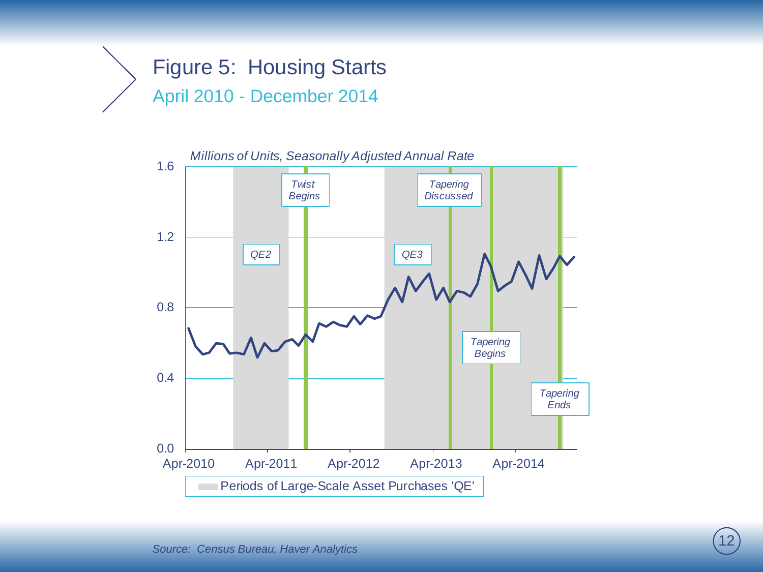# Figure 5: Housing Starts

## April 2010 - December 2014

*Millions of Units, Seasonally Adjusted Annual Rate*

1.6
1.2
0.8
0.4
0.0

Twist Begins

Tapering Discussed

QE2

QE3

Tapering Begins

Tapering Ends

Apr-2010
Apr-2011
Apr-2012
Apr-2013
Apr-2014

Periods of Large-Scale Asset Purchases 'QE'

*Source: Census Bureau, Haver Analytics*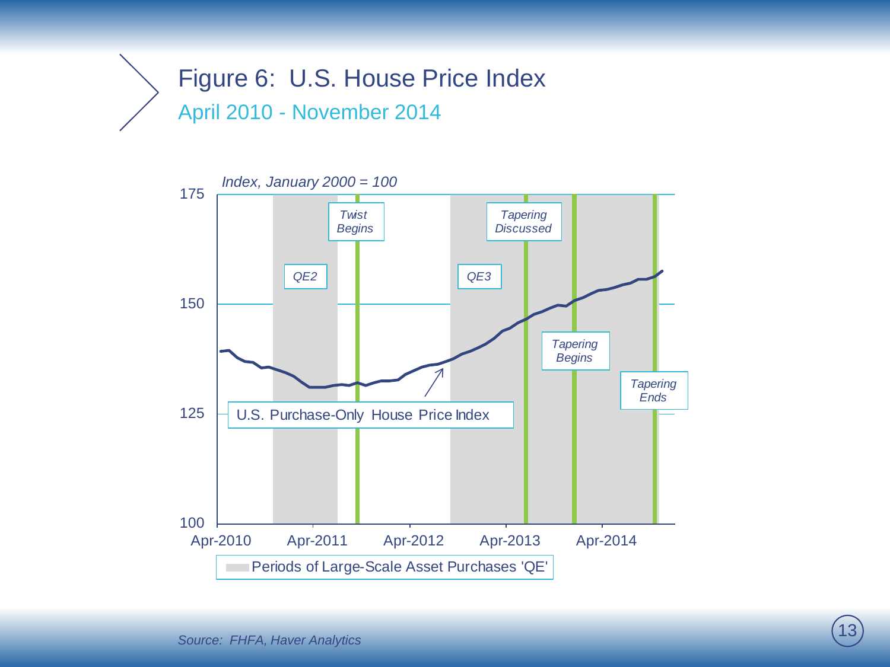# Figure 6: U.S. House Price Index

## April 2010 - November 2014

Index, January 2000 = 100

175

150

125

100

Apr-2010

Apr-2011

Apr-2012

Apr-2013

Apr-2014

QE2

Twist Begins

QE3

Tapering Discussed

Tapering Begins

Tapering Ends

U.S. Purchase-Only House Price Index

Periods of Large-Scale Asset Purchases 'QE'

*Source: FHFA, Haver Analytics*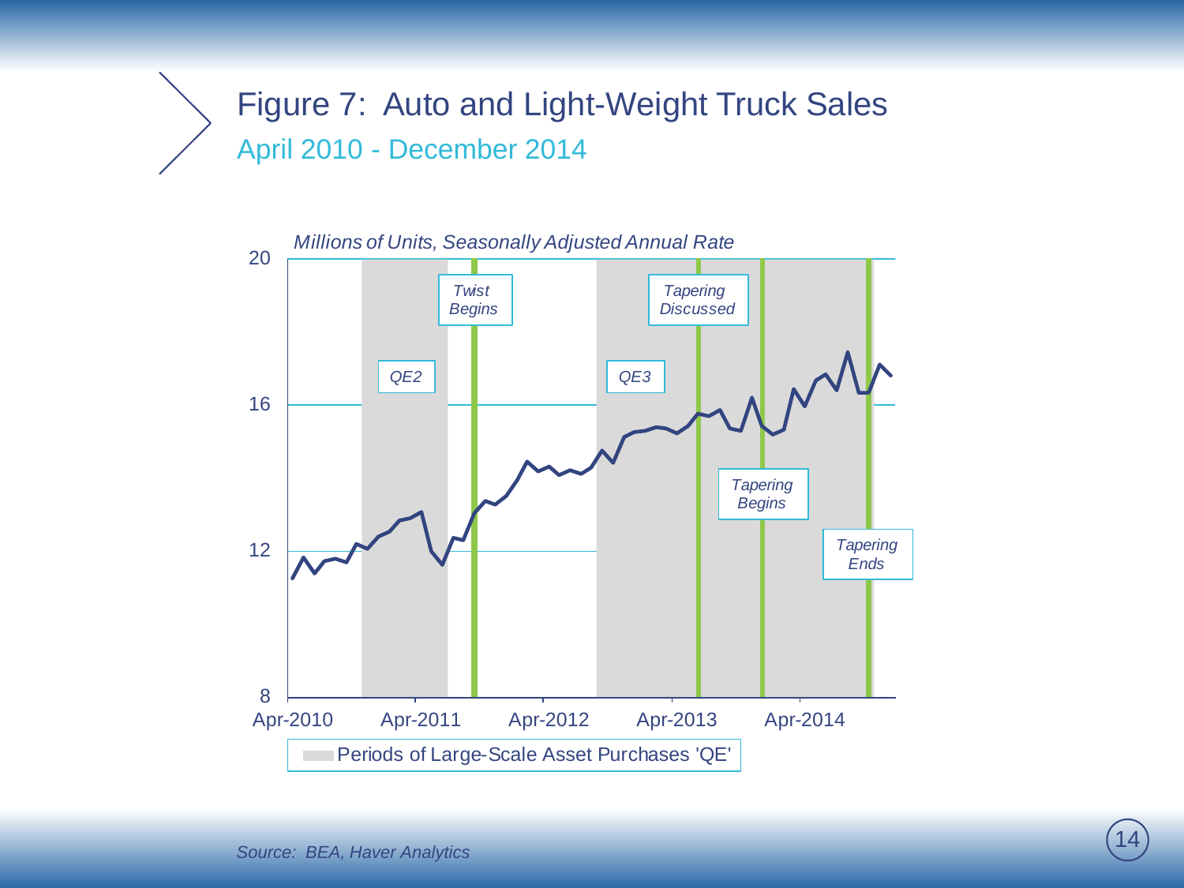# Figure 7: Auto and Light-Weight Truck Sales

## April 2010 - December 2014

*Millions of Units, Seasonally Adjusted Annual Rate*

20
16
12
8

Apr-2010
Apr-2011
Apr-2012
Apr-2013
Apr-2014

*QE2*
*Twist Begins*
*QE3*
*Tapering Discussed*
*Tapering Begins*
*Tapering Ends*

Periods of Large-Scale Asset Purchases 'QE'

*Source: BEA, Haver Analytics*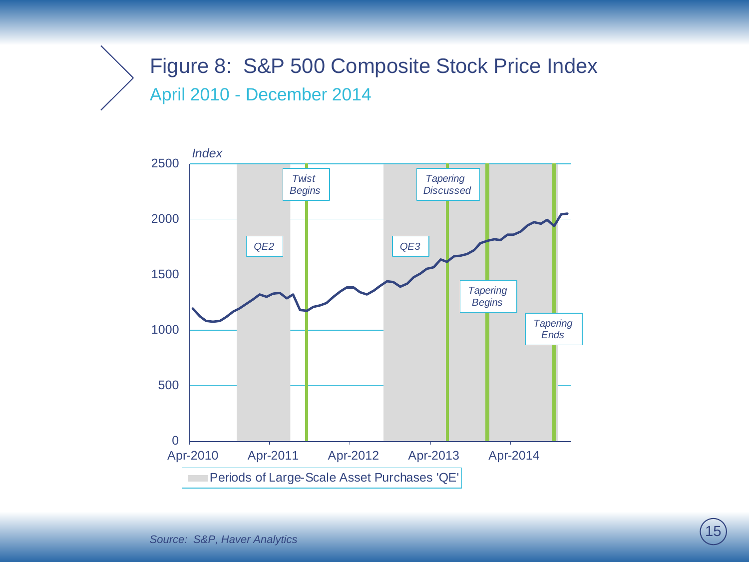# Figure 8: S&P 500 Composite Stock Price Index

## April 2010 - December 2014

Index

2500
2000
1500
1000
500
0

Apr-2010
Apr-2011
Apr-2012
Apr-2013
Apr-2014

QE2
Twist Begins
QE3
Tapering Discussed
Tapering Begins
Tapering Ends

Periods of Large-Scale Asset Purchases 'QE'

*Source: S&P, Haver Analytics*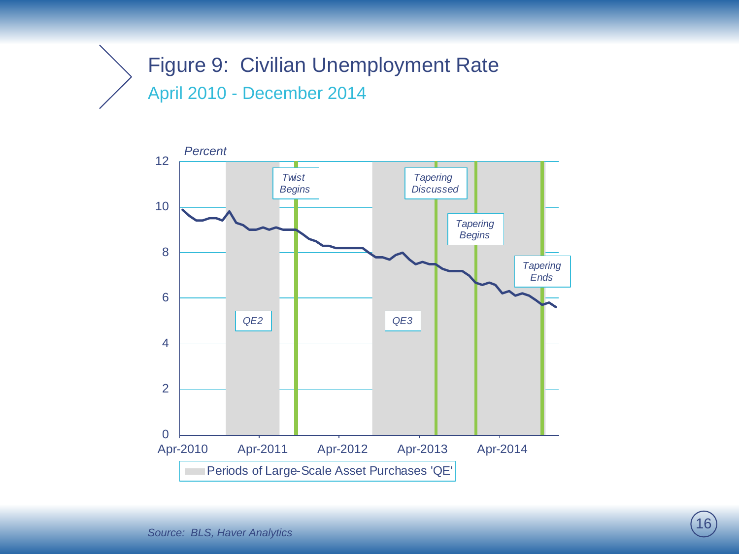# Figure 9: Civilian Unemployment Rate

## April 2010 - December 2014

*Percent*

*Twist Begins*

*Tapering Discussed*

*Tapering Begins*

*Tapering Ends*

*QE2*

*QE3*

12, 10, 8, 6, 4, 2, 0

Apr-2010, Apr-2011, Apr-2012, Apr-2013, Apr-2014

Periods of Large-Scale Asset Purchases 'QE'

*Source: BLS, Haver Analytics*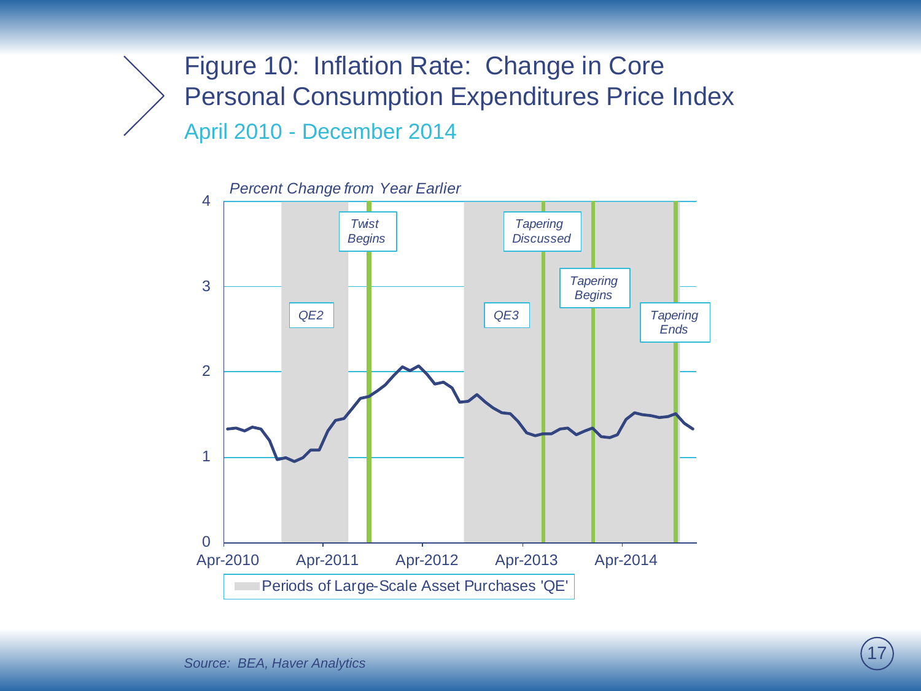# Figure 10: Inflation Rate: Change in Core Personal Consumption Expenditures Price Index

April 2010 - December 2014

*Percent Change from Year Earlier*

4
3
2
1
0

*Twist Begins*
*Tapering Discussed*
*Tapering Begins*
*Tapering Ends*
*QE2*
*QE3*

Apr-2010
Apr-2011
Apr-2012
Apr-2013
Apr-2014

Periods of Large-Scale Asset Purchases 'QE'

*Source: BEA, Haver Analytics*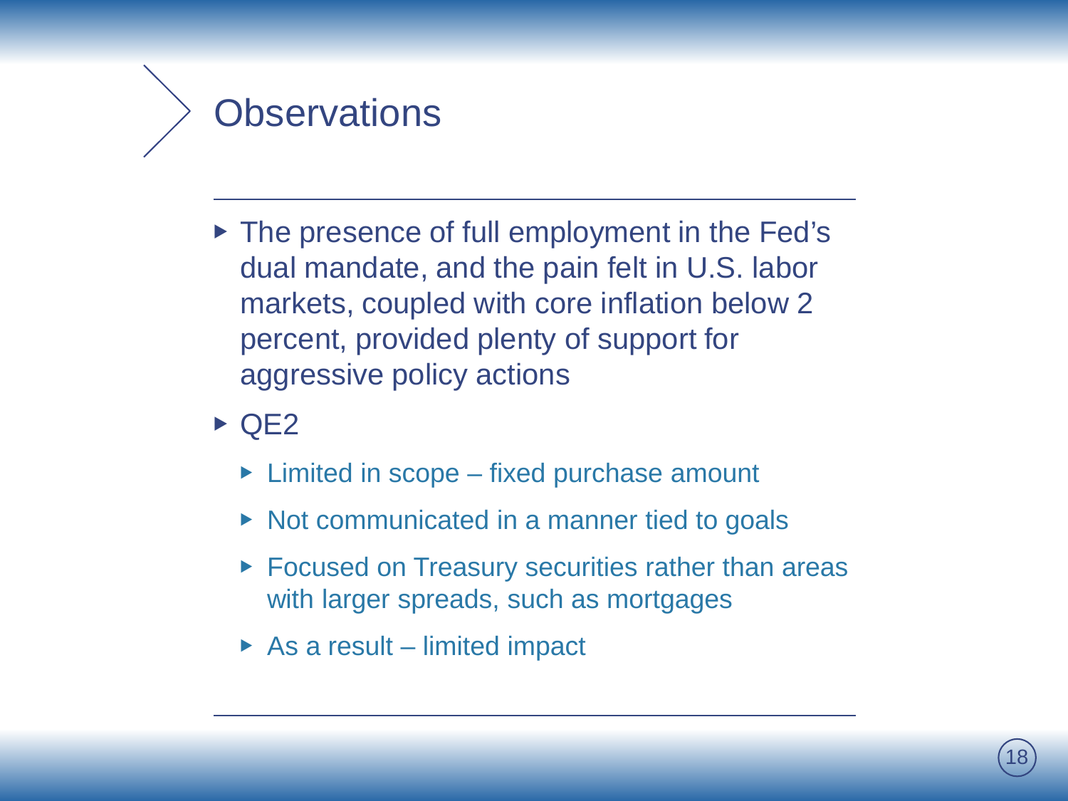# Observations

- The presence of full employment in the Fed's dual mandate, and the pain felt in U.S. labor markets, coupled with core inflation below 2 percent, provided plenty of support for aggressive policy actions
- QE2
  - Limited in scope – fixed purchase amount
  - Not communicated in a manner tied to goals
  - Focused on Treasury securities rather than areas with larger spreads, such as mortgages
  - As a result – limited impact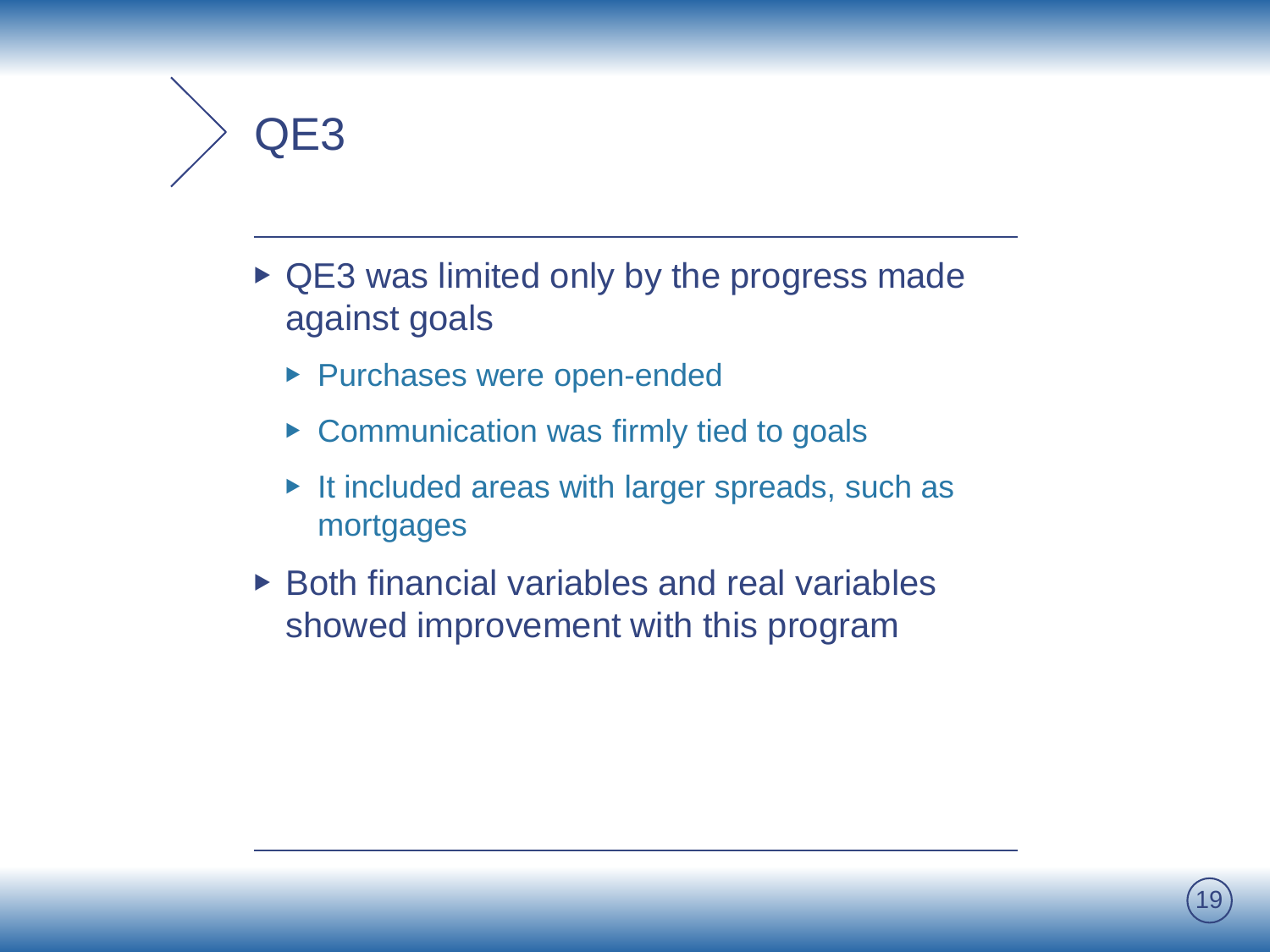# QE3

- QE3 was limited only by the progress made against goals
  - Purchases were open-ended
  - Communication was firmly tied to goals
  - It included areas with larger spreads, such as mortgages
- Both financial variables and real variables showed improvement with this program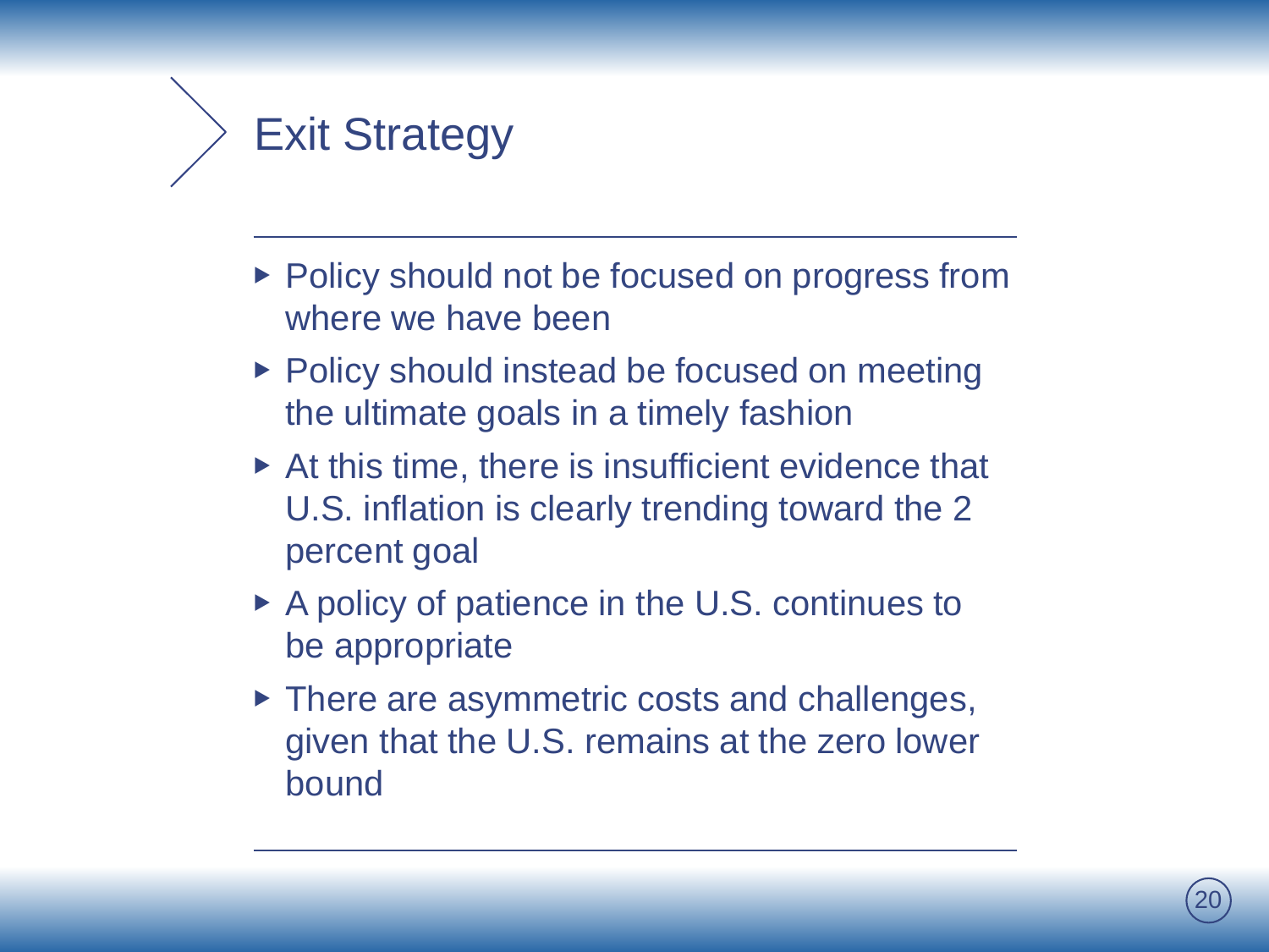# Exit Strategy

- Policy should not be focused on progress from where we have been
- Policy should instead be focused on meeting the ultimate goals in a timely fashion
- At this time, there is insufficient evidence that U.S. inflation is clearly trending toward the 2 percent goal
- A policy of patience in the U.S. continues to be appropriate
- There are asymmetric costs and challenges, given that the U.S. remains at the zero lower bound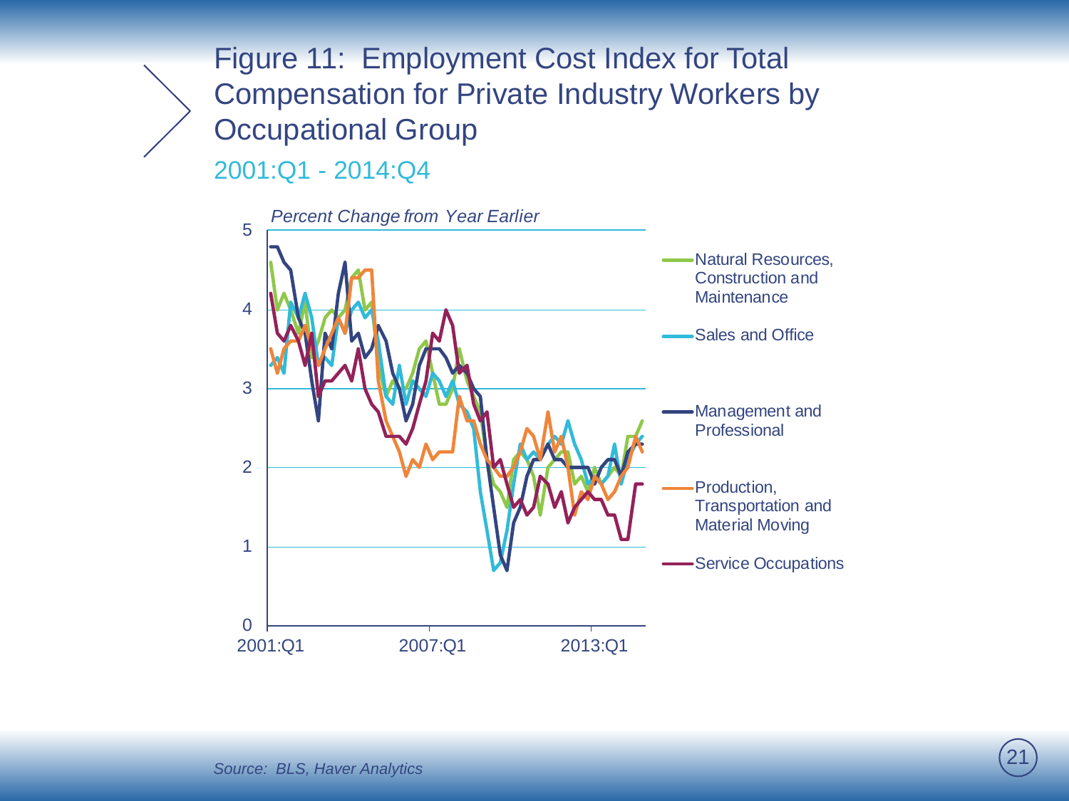# Figure 11: Employment Cost Index for Total Compensation for Private Industry Workers by Occupational Group

2001:Q1 - 2014:Q4

*Percent Change from Year Earlier*

5
4
3
2
1
0

2001:Q1
2007:Q1
2013:Q1

Natural Resources, Construction and Maintenance
Sales and Office
Management and Professional
Production, Transportation and Material Moving
Service Occupations

*Source: BLS, Haver Analytics*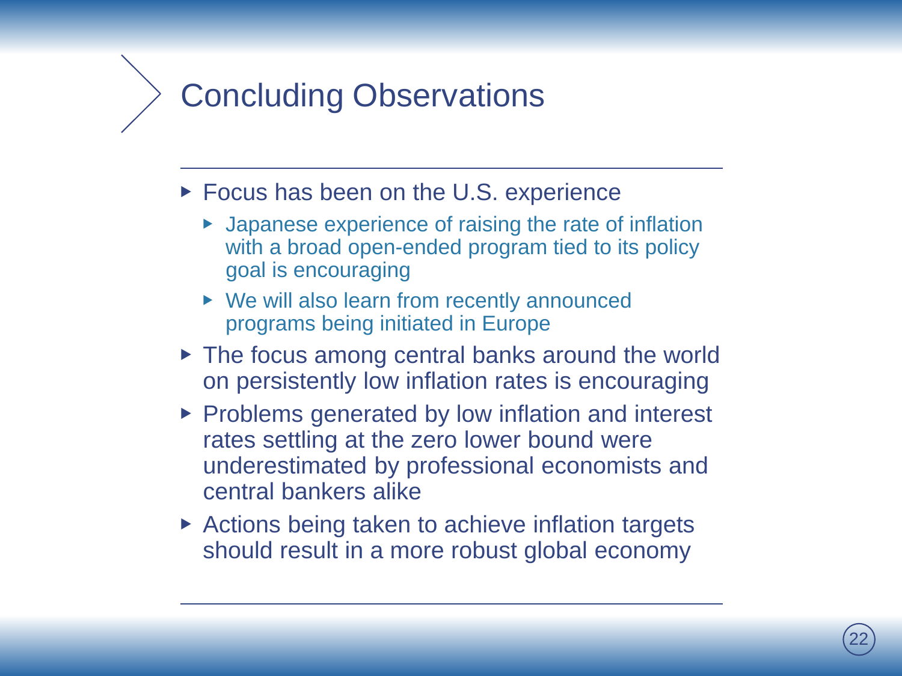# Concluding Observations

- Focus has been on the U.S. experience
  - Japanese experience of raising the rate of inflation with a broad open-ended program tied to its policy goal is encouraging
  - We will also learn from recently announced programs being initiated in Europe
- The focus among central banks around the world on persistently low inflation rates is encouraging
- Problems generated by low inflation and interest rates settling at the zero lower bound were underestimated by professional economists and central bankers alike
- Actions being taken to achieve inflation targets should result in a more robust global economy